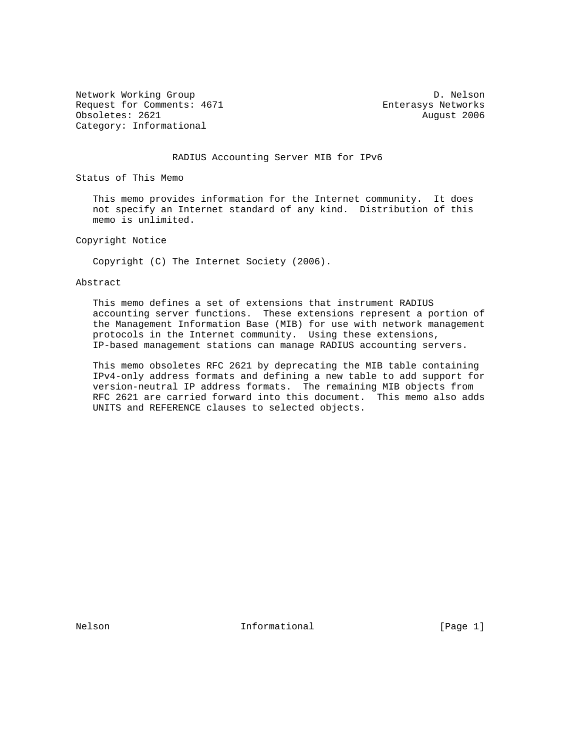Network Working Group D. Nelson
Request for Comments: 4671 Enterasys Networks
Obsoletes: 2621 August 2006
Category: Informational

# RADIUS Accounting Server MIB for IPv6

## Status of This Memo

This memo provides information for the Internet community. It does not specify an Internet standard of any kind. Distribution of this memo is unlimited.

## Copyright Notice

Copyright (C) The Internet Society (2006).

## Abstract

This memo defines a set of extensions that instrument RADIUS accounting server functions. These extensions represent a portion of the Management Information Base (MIB) for use with network management protocols in the Internet community. Using these extensions, IP-based management stations can manage RADIUS accounting servers.

This memo obsoletes RFC 2621 by deprecating the MIB table containing IPv4-only address formats and defining a new table to add support for version-neutral IP address formats. The remaining MIB objects from RFC 2621 are carried forward into this document. This memo also adds UNITS and REFERENCE clauses to selected objects.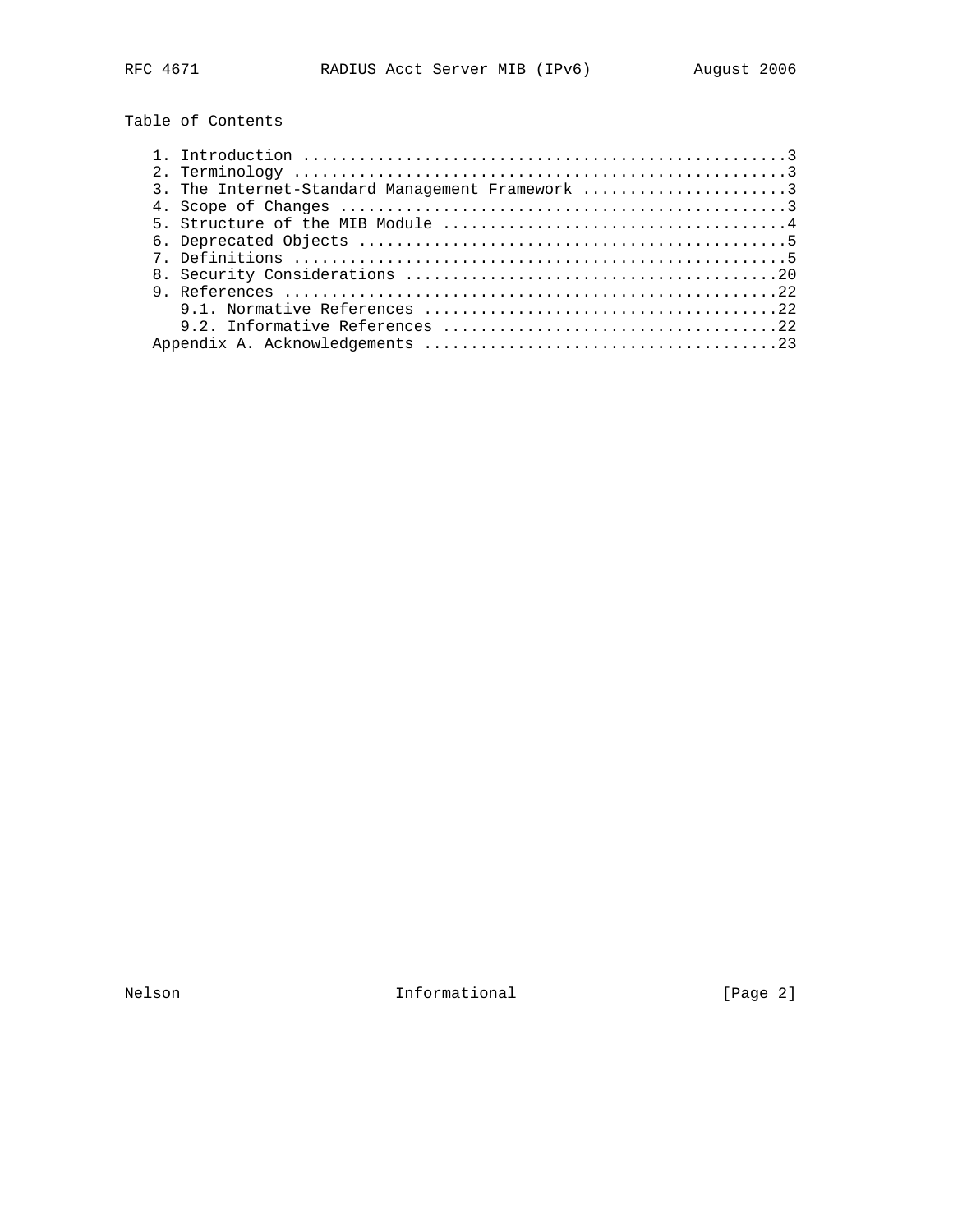## Table of Contents

```
   1. Introduction ....................................................3
   2. Terminology .....................................................3
   3. The Internet-Standard Management Framework ......................3
   4. Scope of Changes ................................................3
   5. Structure of the MIB Module .....................................4
   6. Deprecated Objects ..............................................5
   7. Definitions .....................................................5
   8. Security Considerations ........................................20
   9. References .....................................................22
      9.1. Normative References ......................................22
      9.2. Informative References ....................................22
   Appendix A. Acknowledgements ......................................23
```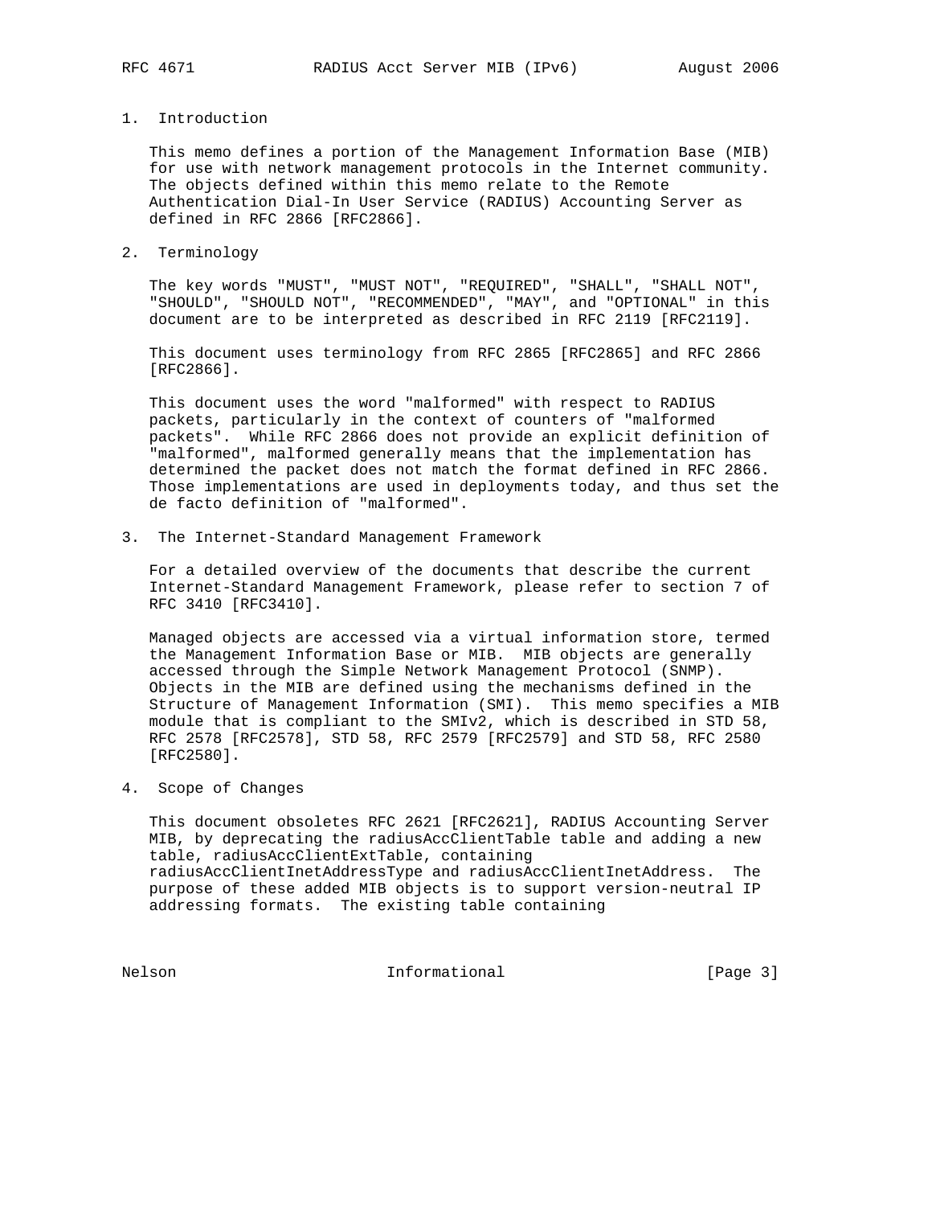## 1. Introduction

This memo defines a portion of the Management Information Base (MIB) for use with network management protocols in the Internet community. The objects defined within this memo relate to the Remote Authentication Dial-In User Service (RADIUS) Accounting Server as defined in RFC 2866 [RFC2866].

## 2. Terminology

The key words "MUST", "MUST NOT", "REQUIRED", "SHALL", "SHALL NOT", "SHOULD", "SHOULD NOT", "RECOMMENDED", "MAY", and "OPTIONAL" in this document are to be interpreted as described in RFC 2119 [RFC2119].

This document uses terminology from RFC 2865 [RFC2865] and RFC 2866 [RFC2866].

This document uses the word "malformed" with respect to RADIUS packets, particularly in the context of counters of "malformed packets". While RFC 2866 does not provide an explicit definition of "malformed", malformed generally means that the implementation has determined the packet does not match the format defined in RFC 2866. Those implementations are used in deployments today, and thus set the de facto definition of "malformed".

## 3. The Internet-Standard Management Framework

For a detailed overview of the documents that describe the current Internet-Standard Management Framework, please refer to section 7 of RFC 3410 [RFC3410].

Managed objects are accessed via a virtual information store, termed the Management Information Base or MIB. MIB objects are generally accessed through the Simple Network Management Protocol (SNMP). Objects in the MIB are defined using the mechanisms defined in the Structure of Management Information (SMI). This memo specifies a MIB module that is compliant to the SMIv2, which is described in STD 58, RFC 2578 [RFC2578], STD 58, RFC 2579 [RFC2579] and STD 58, RFC 2580 [RFC2580].

## 4. Scope of Changes

This document obsoletes RFC 2621 [RFC2621], RADIUS Accounting Server MIB, by deprecating the radiusAccClientTable table and adding a new table, radiusAccClientExtTable, containing radiusAccClientInetAddressType and radiusAccClientInetAddress. The purpose of these added MIB objects is to support version-neutral IP addressing formats. The existing table containing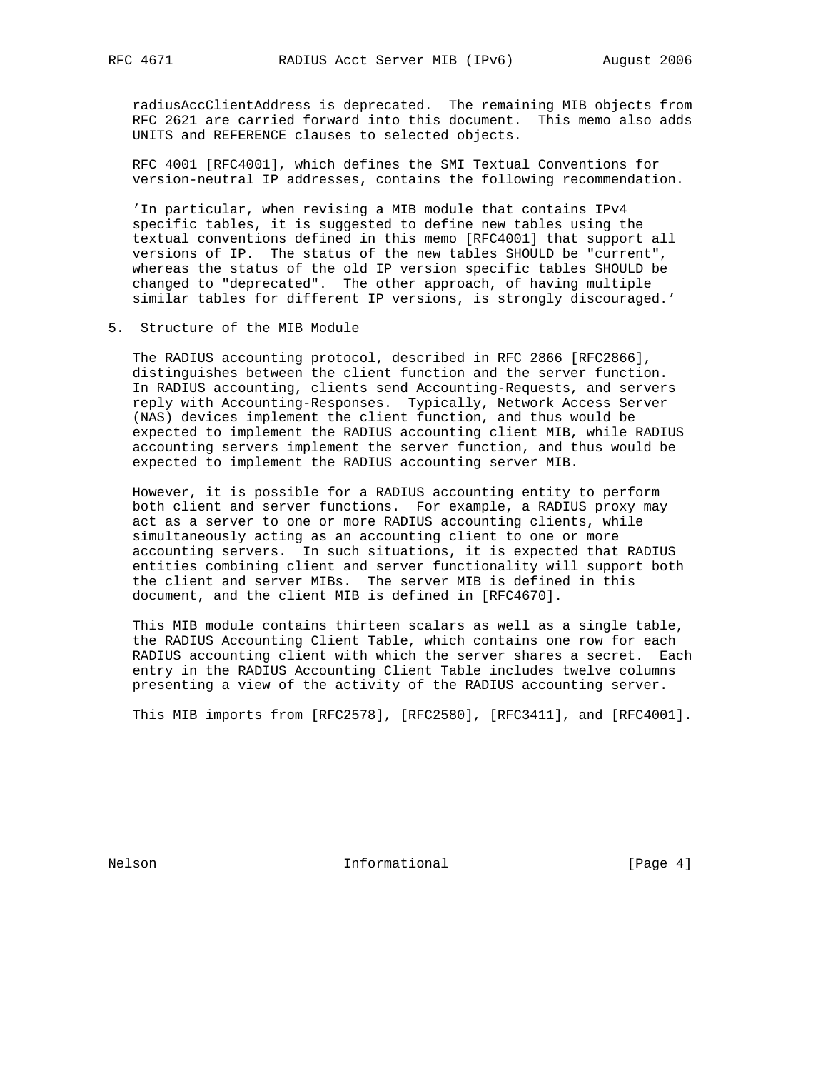radiusAccClientAddress is deprecated. The remaining MIB objects from RFC 2621 are carried forward into this document. This memo also adds UNITS and REFERENCE clauses to selected objects.

RFC 4001 [RFC4001], which defines the SMI Textual Conventions for version-neutral IP addresses, contains the following recommendation.

'In particular, when revising a MIB module that contains IPv4 specific tables, it is suggested to define new tables using the textual conventions defined in this memo [RFC4001] that support all versions of IP. The status of the new tables SHOULD be "current", whereas the status of the old IP version specific tables SHOULD be changed to "deprecated". The other approach, of having multiple similar tables for different IP versions, is strongly discouraged.'

## 5. Structure of the MIB Module

The RADIUS accounting protocol, described in RFC 2866 [RFC2866], distinguishes between the client function and the server function. In RADIUS accounting, clients send Accounting-Requests, and servers reply with Accounting-Responses. Typically, Network Access Server (NAS) devices implement the client function, and thus would be expected to implement the RADIUS accounting client MIB, while RADIUS accounting servers implement the server function, and thus would be expected to implement the RADIUS accounting server MIB.

However, it is possible for a RADIUS accounting entity to perform both client and server functions. For example, a RADIUS proxy may act as a server to one or more RADIUS accounting clients, while simultaneously acting as an accounting client to one or more accounting servers. In such situations, it is expected that RADIUS entities combining client and server functionality will support both the client and server MIBs. The server MIB is defined in this document, and the client MIB is defined in [RFC4670].

This MIB module contains thirteen scalars as well as a single table, the RADIUS Accounting Client Table, which contains one row for each RADIUS accounting client with which the server shares a secret. Each entry in the RADIUS Accounting Client Table includes twelve columns presenting a view of the activity of the RADIUS accounting server.

This MIB imports from [RFC2578], [RFC2580], [RFC3411], and [RFC4001].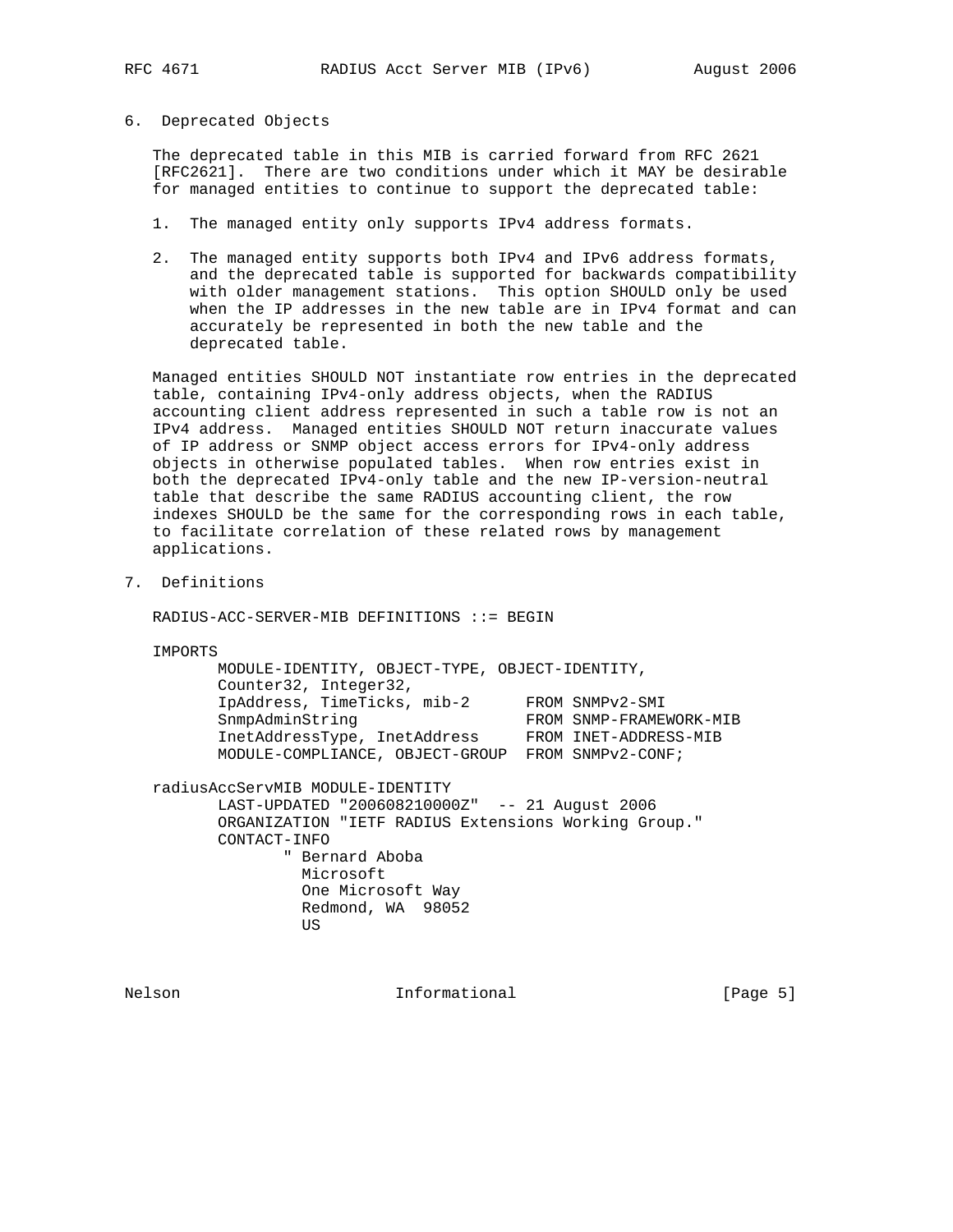## 6. Deprecated Objects

The deprecated table in this MIB is carried forward from RFC 2621 [RFC2621]. There are two conditions under which it MAY be desirable for managed entities to continue to support the deprecated table:

1. The managed entity only supports IPv4 address formats.

2. The managed entity supports both IPv4 and IPv6 address formats, and the deprecated table is supported for backwards compatibility with older management stations. This option SHOULD only be used when the IP addresses in the new table are in IPv4 format and can accurately be represented in both the new table and the deprecated table.

Managed entities SHOULD NOT instantiate row entries in the deprecated table, containing IPv4-only address objects, when the RADIUS accounting client address represented in such a table row is not an IPv4 address. Managed entities SHOULD NOT return inaccurate values of IP address or SNMP object access errors for IPv4-only address objects in otherwise populated tables. When row entries exist in both the deprecated IPv4-only table and the new IP-version-neutral table that describe the same RADIUS accounting client, the row indexes SHOULD be the same for the corresponding rows in each table, to facilitate correlation of these related rows by management applications.

## 7. Definitions

```
RADIUS-ACC-SERVER-MIB DEFINITIONS ::= BEGIN

IMPORTS
       MODULE-IDENTITY, OBJECT-TYPE, OBJECT-IDENTITY,
       Counter32, Integer32,
       IpAddress, TimeTicks, mib-2      FROM SNMPv2-SMI
       SnmpAdminString                  FROM SNMP-FRAMEWORK-MIB
       InetAddressType, InetAddress     FROM INET-ADDRESS-MIB
       MODULE-COMPLIANCE, OBJECT-GROUP  FROM SNMPv2-CONF;

radiusAccServMIB MODULE-IDENTITY
       LAST-UPDATED "200608210000Z"  -- 21 August 2006
       ORGANIZATION "IETF RADIUS Extensions Working Group."
       CONTACT-INFO
              " Bernard Aboba
                Microsoft
                One Microsoft Way
                Redmond, WA  98052
                US
```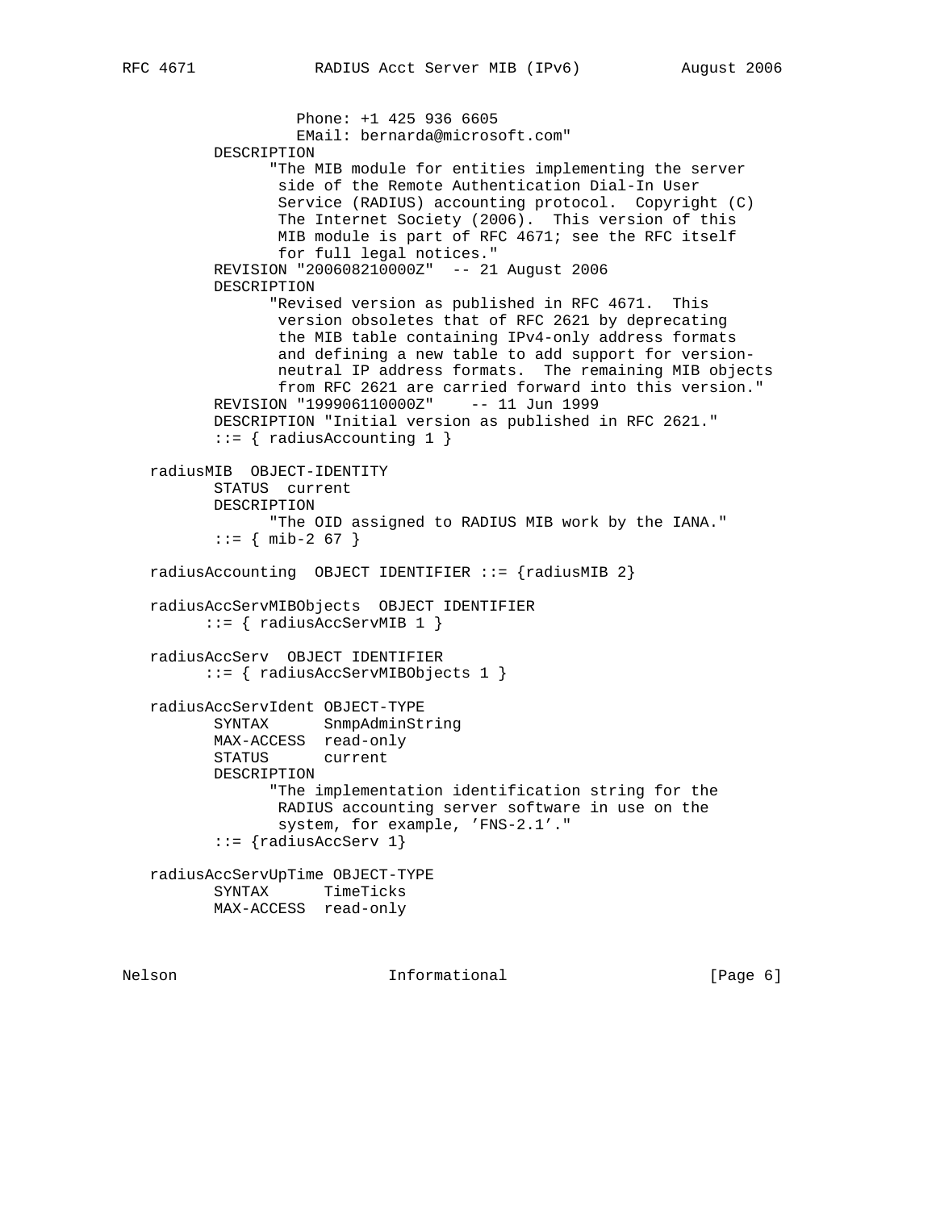```
                  Phone: +1 425 936 6605
                  EMail: bernarda@microsoft.com"
         DESCRIPTION
               "The MIB module for entities implementing the server
                side of the Remote Authentication Dial-In User
                Service (RADIUS) accounting protocol.  Copyright (C)
                The Internet Society (2006).  This version of this
                MIB module is part of RFC 4671; see the RFC itself
                for full legal notices."
         REVISION "200608210000Z"  -- 21 August 2006
         DESCRIPTION
               "Revised version as published in RFC 4671.  This
                version obsoletes that of RFC 2621 by deprecating
                the MIB table containing IPv4-only address formats
                and defining a new table to add support for version-
                neutral IP address formats.  The remaining MIB objects
                from RFC 2621 are carried forward into this version."
         REVISION "199906110000Z"    -- 11 Jun 1999
         DESCRIPTION "Initial version as published in RFC 2621."
         ::= { radiusAccounting 1 }

   radiusMIB  OBJECT-IDENTITY
         STATUS  current
         DESCRIPTION
               "The OID assigned to RADIUS MIB work by the IANA."
         ::= { mib-2 67 }

   radiusAccounting  OBJECT IDENTIFIER ::= {radiusMIB 2}

   radiusAccServMIBObjects  OBJECT IDENTIFIER
        ::= { radiusAccServMIB 1 }

   radiusAccServ  OBJECT IDENTIFIER
        ::= { radiusAccServMIBObjects 1 }

   radiusAccServIdent OBJECT-TYPE
         SYNTAX      SnmpAdminString
         MAX-ACCESS  read-only
         STATUS      current
         DESCRIPTION
               "The implementation identification string for the
                RADIUS accounting server software in use on the
                system, for example, 'FNS-2.1'."
         ::= {radiusAccServ 1}

   radiusAccServUpTime OBJECT-TYPE
         SYNTAX      TimeTicks
         MAX-ACCESS  read-only
```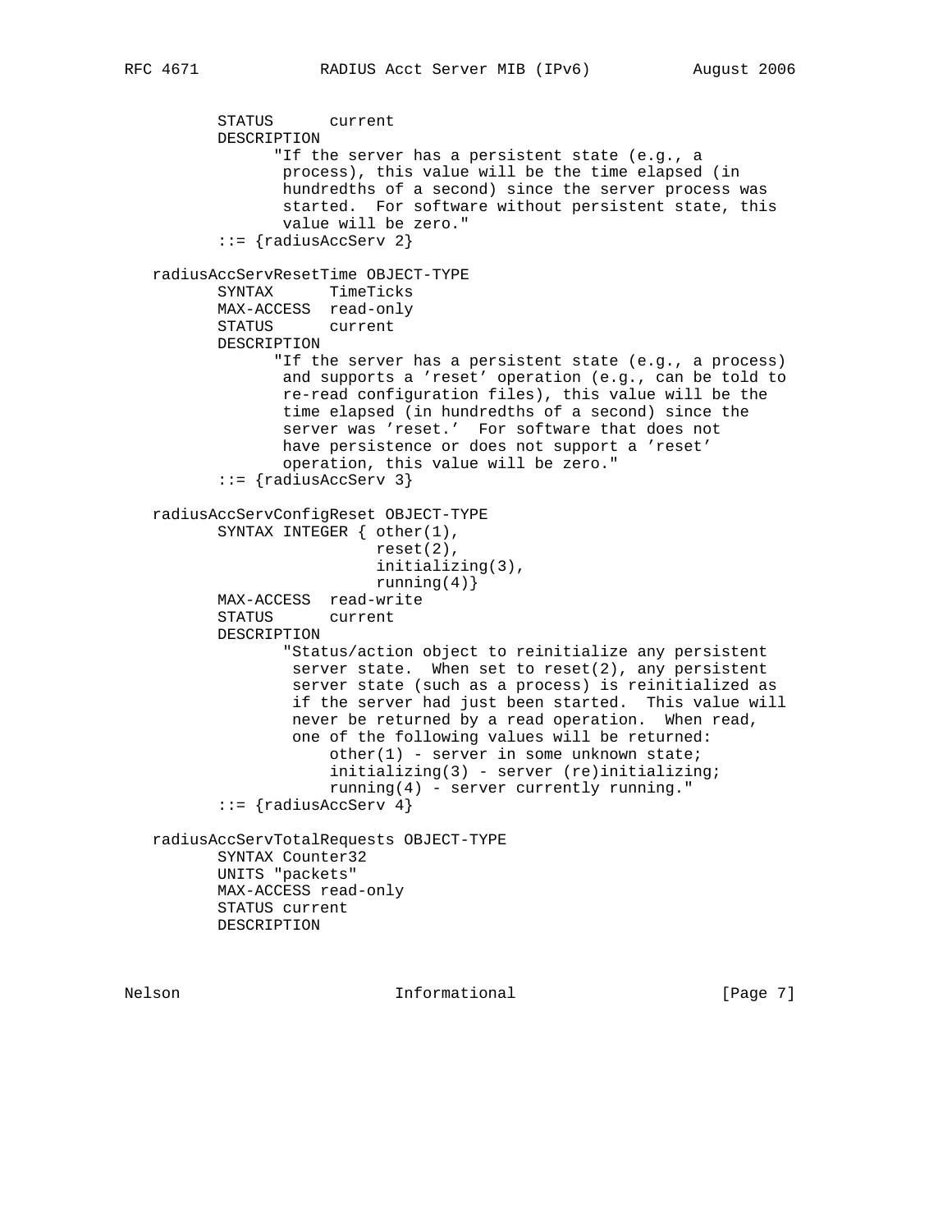```
          STATUS      current
          DESCRIPTION
                "If the server has a persistent state (e.g., a
                 process), this value will be the time elapsed (in
                 hundredths of a second) since the server process was
                 started.  For software without persistent state, this
                 value will be zero."
          ::= {radiusAccServ 2}

   radiusAccServResetTime OBJECT-TYPE
          SYNTAX      TimeTicks
          MAX-ACCESS  read-only
          STATUS      current
          DESCRIPTION
                "If the server has a persistent state (e.g., a process)
                 and supports a 'reset' operation (e.g., can be told to
                 re-read configuration files), this value will be the
                 time elapsed (in hundredths of a second) since the
                 server was 'reset.'  For software that does not
                 have persistence or does not support a 'reset'
                 operation, this value will be zero."
          ::= {radiusAccServ 3}

   radiusAccServConfigReset OBJECT-TYPE
          SYNTAX INTEGER { other(1),
                           reset(2),
                           initializing(3),
                           running(4)}
          MAX-ACCESS  read-write
          STATUS      current
          DESCRIPTION
                 "Status/action object to reinitialize any persistent
                  server state.  When set to reset(2), any persistent
                  server state (such as a process) is reinitialized as
                  if the server had just been started.  This value will
                  never be returned by a read operation.  When read,
                  one of the following values will be returned:
                      other(1) - server in some unknown state;
                      initializing(3) - server (re)initializing;
                      running(4) - server currently running."
          ::= {radiusAccServ 4}

   radiusAccServTotalRequests OBJECT-TYPE
          SYNTAX Counter32
          UNITS "packets"
          MAX-ACCESS read-only
          STATUS current
          DESCRIPTION
```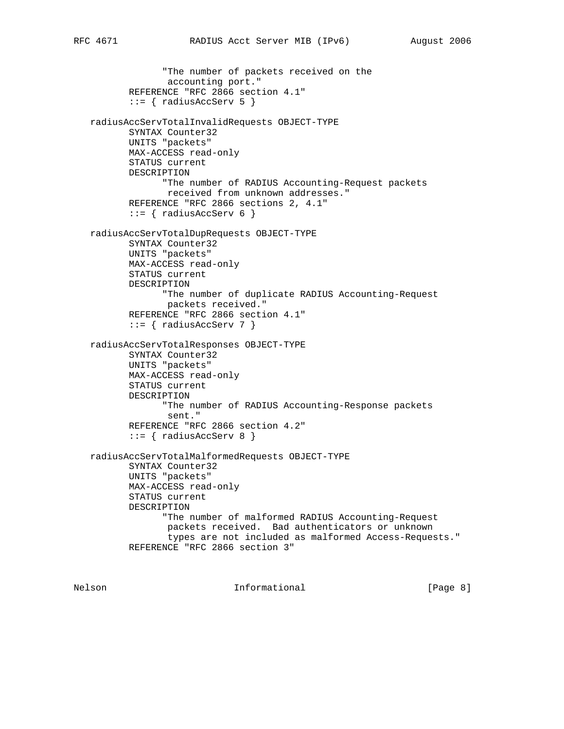```
               "The number of packets received on the
                accounting port."
         REFERENCE "RFC 2866 section 4.1"
         ::= { radiusAccServ 5 }

   radiusAccServTotalInvalidRequests OBJECT-TYPE
         SYNTAX Counter32
         UNITS "packets"
         MAX-ACCESS read-only
         STATUS current
         DESCRIPTION
               "The number of RADIUS Accounting-Request packets
                received from unknown addresses."
         REFERENCE "RFC 2866 sections 2, 4.1"
         ::= { radiusAccServ 6 }

   radiusAccServTotalDupRequests OBJECT-TYPE
         SYNTAX Counter32
         UNITS "packets"
         MAX-ACCESS read-only
         STATUS current
         DESCRIPTION
               "The number of duplicate RADIUS Accounting-Request
                packets received."
         REFERENCE "RFC 2866 section 4.1"
         ::= { radiusAccServ 7 }

   radiusAccServTotalResponses OBJECT-TYPE
         SYNTAX Counter32
         UNITS "packets"
         MAX-ACCESS read-only
         STATUS current
         DESCRIPTION
               "The number of RADIUS Accounting-Response packets
                sent."
         REFERENCE "RFC 2866 section 4.2"
         ::= { radiusAccServ 8 }

   radiusAccServTotalMalformedRequests OBJECT-TYPE
         SYNTAX Counter32
         UNITS "packets"
         MAX-ACCESS read-only
         STATUS current
         DESCRIPTION
               "The number of malformed RADIUS Accounting-Request
                packets received.  Bad authenticators or unknown
                types are not included as malformed Access-Requests."
         REFERENCE "RFC 2866 section 3"
```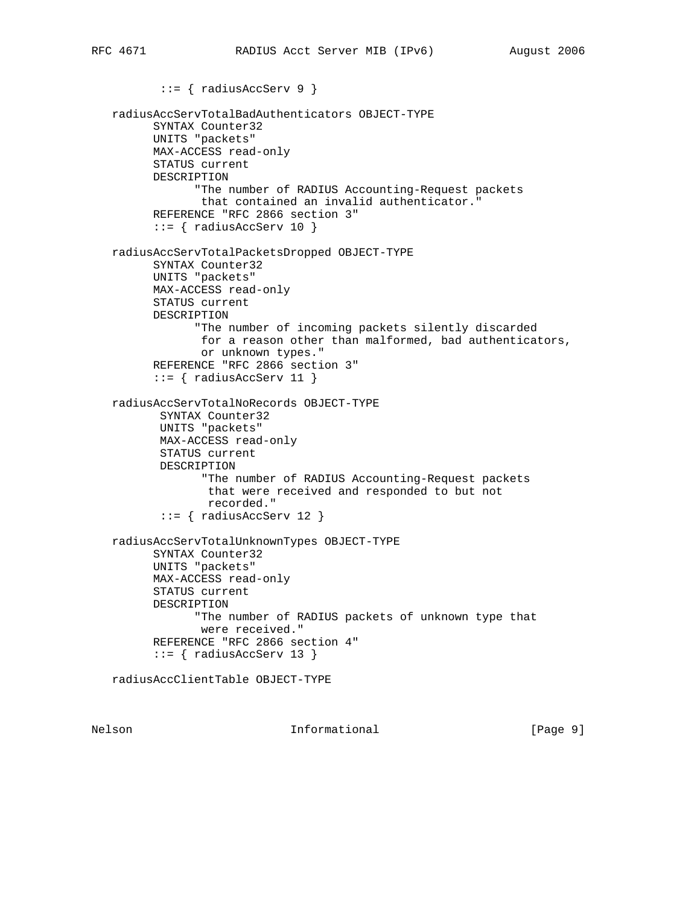```
          ::= { radiusAccServ 9 }

   radiusAccServTotalBadAuthenticators OBJECT-TYPE
         SYNTAX Counter32
         UNITS "packets"
         MAX-ACCESS read-only
         STATUS current
         DESCRIPTION
               "The number of RADIUS Accounting-Request packets
                that contained an invalid authenticator."
         REFERENCE "RFC 2866 section 3"
         ::= { radiusAccServ 10 }

   radiusAccServTotalPacketsDropped OBJECT-TYPE
         SYNTAX Counter32
         UNITS "packets"
         MAX-ACCESS read-only
         STATUS current
         DESCRIPTION
               "The number of incoming packets silently discarded
                for a reason other than malformed, bad authenticators,
                or unknown types."
         REFERENCE "RFC 2866 section 3"
         ::= { radiusAccServ 11 }

   radiusAccServTotalNoRecords OBJECT-TYPE
          SYNTAX Counter32
          UNITS "packets"
          MAX-ACCESS read-only
          STATUS current
          DESCRIPTION
                "The number of RADIUS Accounting-Request packets
                 that were received and responded to but not
                 recorded."
          ::= { radiusAccServ 12 }

   radiusAccServTotalUnknownTypes OBJECT-TYPE
         SYNTAX Counter32
         UNITS "packets"
         MAX-ACCESS read-only
         STATUS current
         DESCRIPTION
               "The number of RADIUS packets of unknown type that
                were received."
         REFERENCE "RFC 2866 section 4"
         ::= { radiusAccServ 13 }

   radiusAccClientTable OBJECT-TYPE
```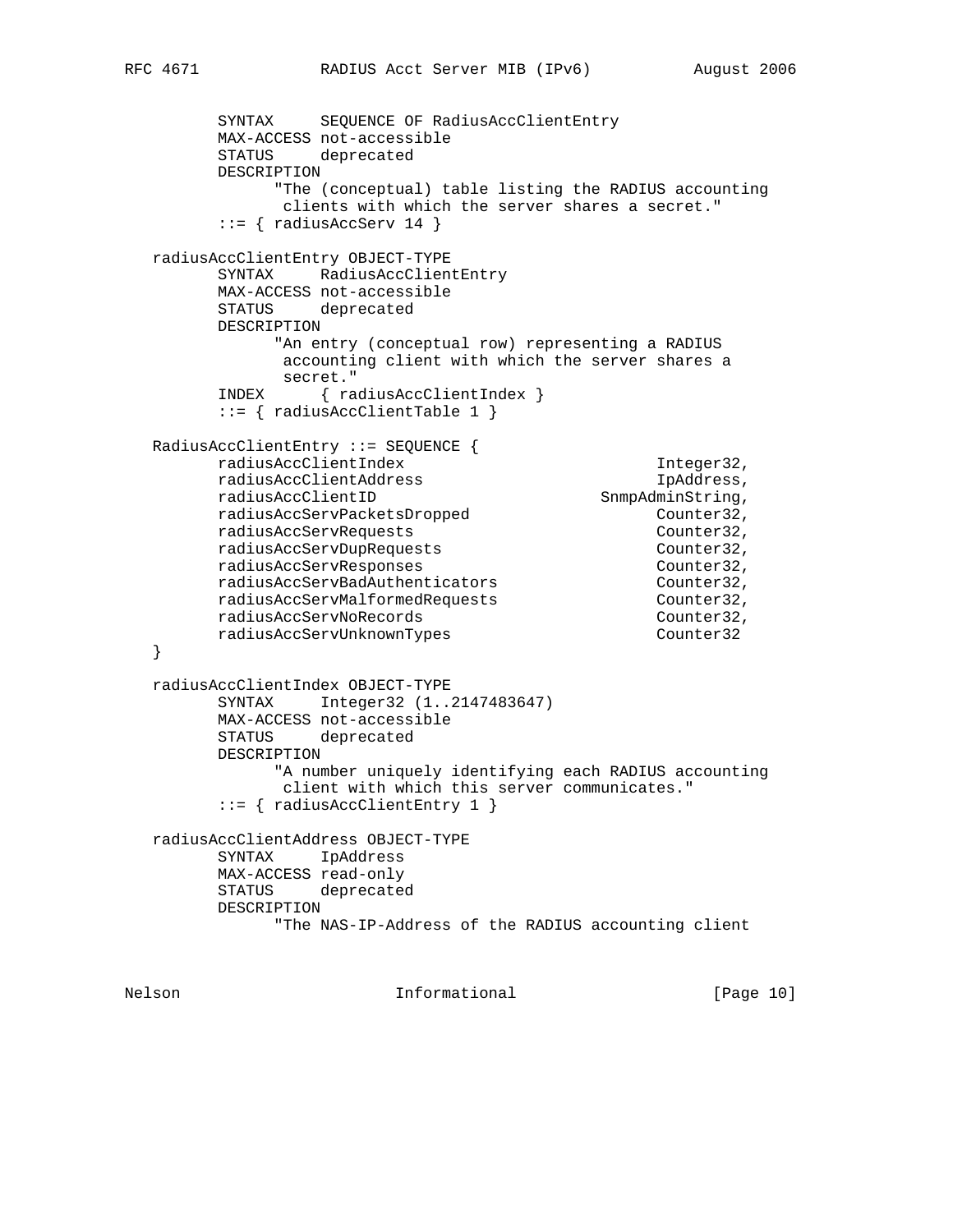```
         SYNTAX     SEQUENCE OF RadiusAccClientEntry
         MAX-ACCESS not-accessible
         STATUS     deprecated
         DESCRIPTION
               "The (conceptual) table listing the RADIUS accounting
                clients with which the server shares a secret."
         ::= { radiusAccServ 14 }

   radiusAccClientEntry OBJECT-TYPE
         SYNTAX     RadiusAccClientEntry
         MAX-ACCESS not-accessible
         STATUS     deprecated
         DESCRIPTION
               "An entry (conceptual row) representing a RADIUS
                accounting client with which the server shares a
                secret."
         INDEX      { radiusAccClientIndex }
         ::= { radiusAccClientTable 1 }

   RadiusAccClientEntry ::= SEQUENCE {
         radiusAccClientIndex                           Integer32,
         radiusAccClientAddress                         IpAddress,
         radiusAccClientID                        SnmpAdminString,
         radiusAccServPacketsDropped                    Counter32,
         radiusAccServRequests                          Counter32,
         radiusAccServDupRequests                       Counter32,
         radiusAccServResponses                         Counter32,
         radiusAccServBadAuthenticators                 Counter32,
         radiusAccServMalformedRequests                 Counter32,
         radiusAccServNoRecords                         Counter32,
         radiusAccServUnknownTypes                      Counter32
   }

   radiusAccClientIndex OBJECT-TYPE
         SYNTAX     Integer32 (1..2147483647)
         MAX-ACCESS not-accessible
         STATUS     deprecated
         DESCRIPTION
               "A number uniquely identifying each RADIUS accounting
                client with which this server communicates."
         ::= { radiusAccClientEntry 1 }

   radiusAccClientAddress OBJECT-TYPE
         SYNTAX     IpAddress
         MAX-ACCESS read-only
         STATUS     deprecated
         DESCRIPTION
               "The NAS-IP-Address of the RADIUS accounting client
```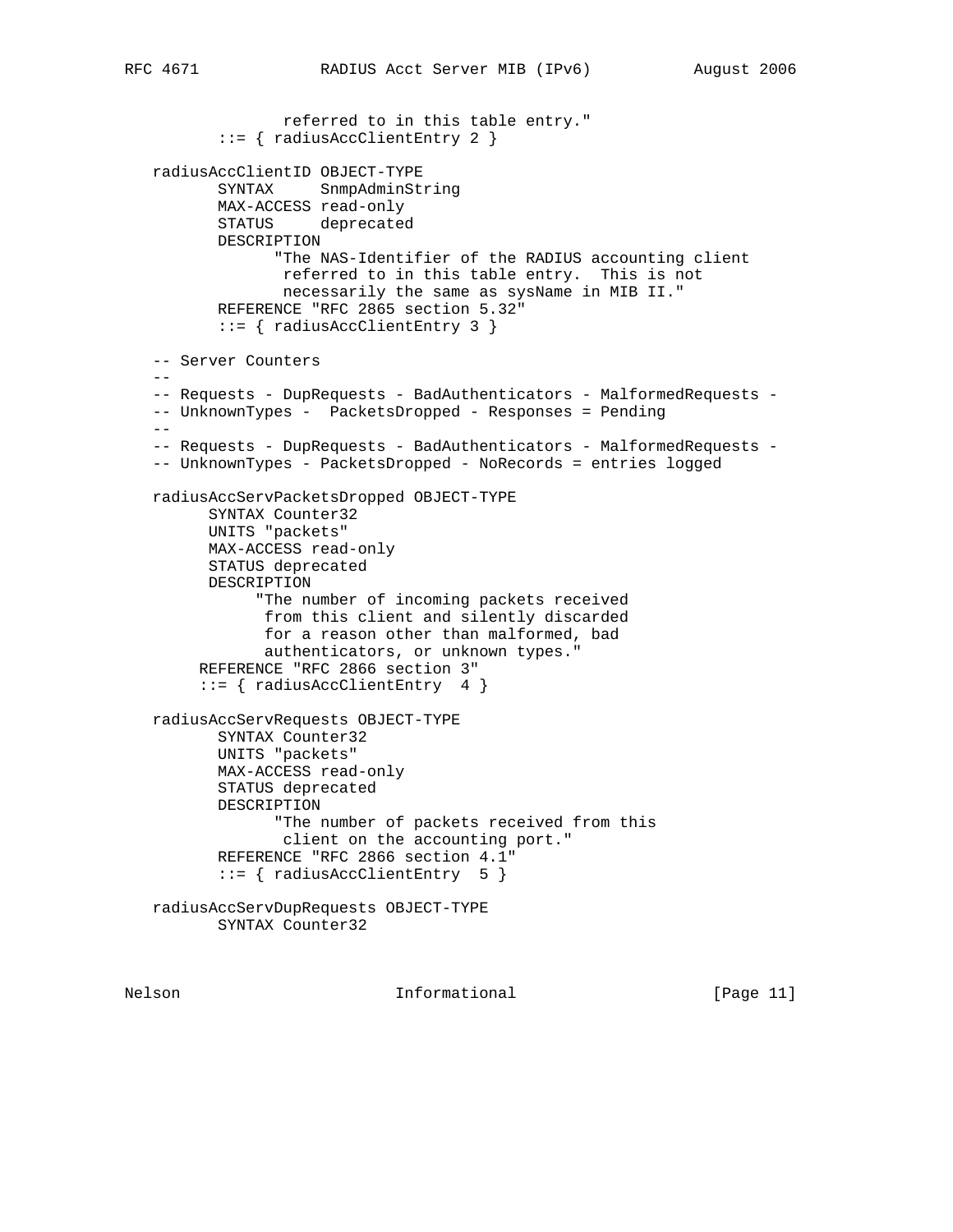```
                 referred to in this table entry."
         ::= { radiusAccClientEntry 2 }

   radiusAccClientID OBJECT-TYPE
         SYNTAX     SnmpAdminString
         MAX-ACCESS read-only
         STATUS     deprecated
         DESCRIPTION
                "The NAS-Identifier of the RADIUS accounting client
                 referred to in this table entry.  This is not
                 necessarily the same as sysName in MIB II."
         REFERENCE "RFC 2865 section 5.32"
         ::= { radiusAccClientEntry 3 }

   -- Server Counters
   --
   -- Requests - DupRequests - BadAuthenticators - MalformedRequests -
   -- UnknownTypes -  PacketsDropped - Responses = Pending
   --
   -- Requests - DupRequests - BadAuthenticators - MalformedRequests -
   -- UnknownTypes - PacketsDropped - NoRecords = entries logged

   radiusAccServPacketsDropped OBJECT-TYPE
        SYNTAX Counter32
        UNITS "packets"
        MAX-ACCESS read-only
        STATUS deprecated
        DESCRIPTION
             "The number of incoming packets received
              from this client and silently discarded
              for a reason other than malformed, bad
              authenticators, or unknown types."
       REFERENCE "RFC 2866 section 3"
       ::= { radiusAccClientEntry  4 }

   radiusAccServRequests OBJECT-TYPE
         SYNTAX Counter32
         UNITS "packets"
         MAX-ACCESS read-only
         STATUS deprecated
         DESCRIPTION
               "The number of packets received from this
                client on the accounting port."
         REFERENCE "RFC 2866 section 4.1"
         ::= { radiusAccClientEntry  5 }

   radiusAccServDupRequests OBJECT-TYPE
         SYNTAX Counter32
```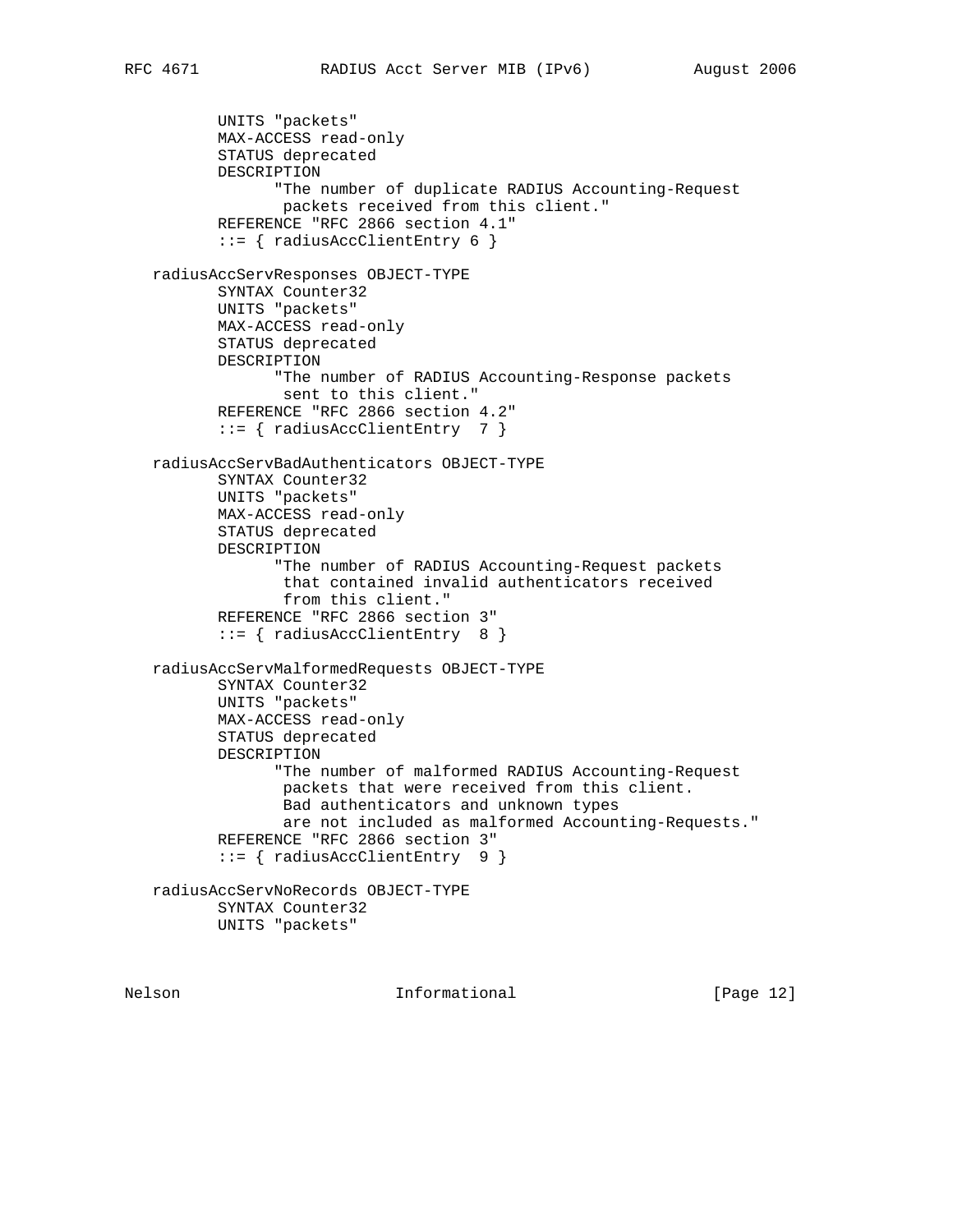```
          UNITS "packets"
          MAX-ACCESS read-only
          STATUS deprecated
          DESCRIPTION
                "The number of duplicate RADIUS Accounting-Request
                 packets received from this client."
          REFERENCE "RFC 2866 section 4.1"
          ::= { radiusAccClientEntry 6 }

   radiusAccServResponses OBJECT-TYPE
          SYNTAX Counter32
          UNITS "packets"
          MAX-ACCESS read-only
          STATUS deprecated
          DESCRIPTION
                "The number of RADIUS Accounting-Response packets
                 sent to this client."
          REFERENCE "RFC 2866 section 4.2"
          ::= { radiusAccClientEntry  7 }

   radiusAccServBadAuthenticators OBJECT-TYPE
          SYNTAX Counter32
          UNITS "packets"
          MAX-ACCESS read-only
          STATUS deprecated
          DESCRIPTION
                "The number of RADIUS Accounting-Request packets
                 that contained invalid authenticators received
                 from this client."
          REFERENCE "RFC 2866 section 3"
          ::= { radiusAccClientEntry  8 }

   radiusAccServMalformedRequests OBJECT-TYPE
          SYNTAX Counter32
          UNITS "packets"
          MAX-ACCESS read-only
          STATUS deprecated
          DESCRIPTION
                "The number of malformed RADIUS Accounting-Request
                 packets that were received from this client.
                 Bad authenticators and unknown types
                 are not included as malformed Accounting-Requests."
          REFERENCE "RFC 2866 section 3"
          ::= { radiusAccClientEntry  9 }

   radiusAccServNoRecords OBJECT-TYPE
          SYNTAX Counter32
          UNITS "packets"
```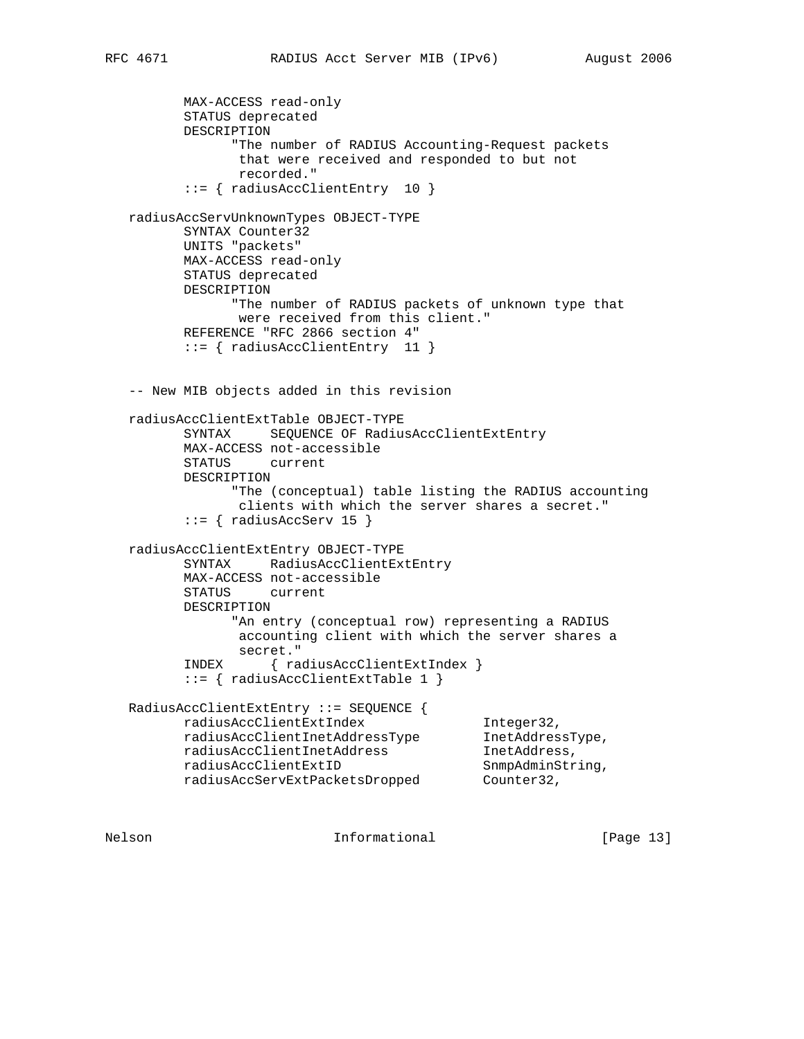```
          MAX-ACCESS read-only
          STATUS deprecated
          DESCRIPTION
                "The number of RADIUS Accounting-Request packets
                 that were received and responded to but not
                 recorded."
          ::= { radiusAccClientEntry  10 }

   radiusAccServUnknownTypes OBJECT-TYPE
          SYNTAX Counter32
          UNITS "packets"
          MAX-ACCESS read-only
          STATUS deprecated
          DESCRIPTION
                "The number of RADIUS packets of unknown type that
                 were received from this client."
          REFERENCE "RFC 2866 section 4"
          ::= { radiusAccClientEntry  11 }


   -- New MIB objects added in this revision

   radiusAccClientExtTable OBJECT-TYPE
          SYNTAX     SEQUENCE OF RadiusAccClientExtEntry
          MAX-ACCESS not-accessible
          STATUS     current
          DESCRIPTION
                "The (conceptual) table listing the RADIUS accounting
                 clients with which the server shares a secret."
          ::= { radiusAccServ 15 }

   radiusAccClientExtEntry OBJECT-TYPE
          SYNTAX     RadiusAccClientExtEntry
          MAX-ACCESS not-accessible
          STATUS     current
          DESCRIPTION
                "An entry (conceptual row) representing a RADIUS
                 accounting client with which the server shares a
                 secret."
          INDEX      { radiusAccClientExtIndex }
          ::= { radiusAccClientExtTable 1 }

   RadiusAccClientExtEntry ::= SEQUENCE {
          radiusAccClientExtIndex              Integer32,
          radiusAccClientInetAddressType       InetAddressType,
          radiusAccClientInetAddress           InetAddress,
          radiusAccClientExtID                 SnmpAdminString,
          radiusAccServExtPacketsDropped       Counter32,
```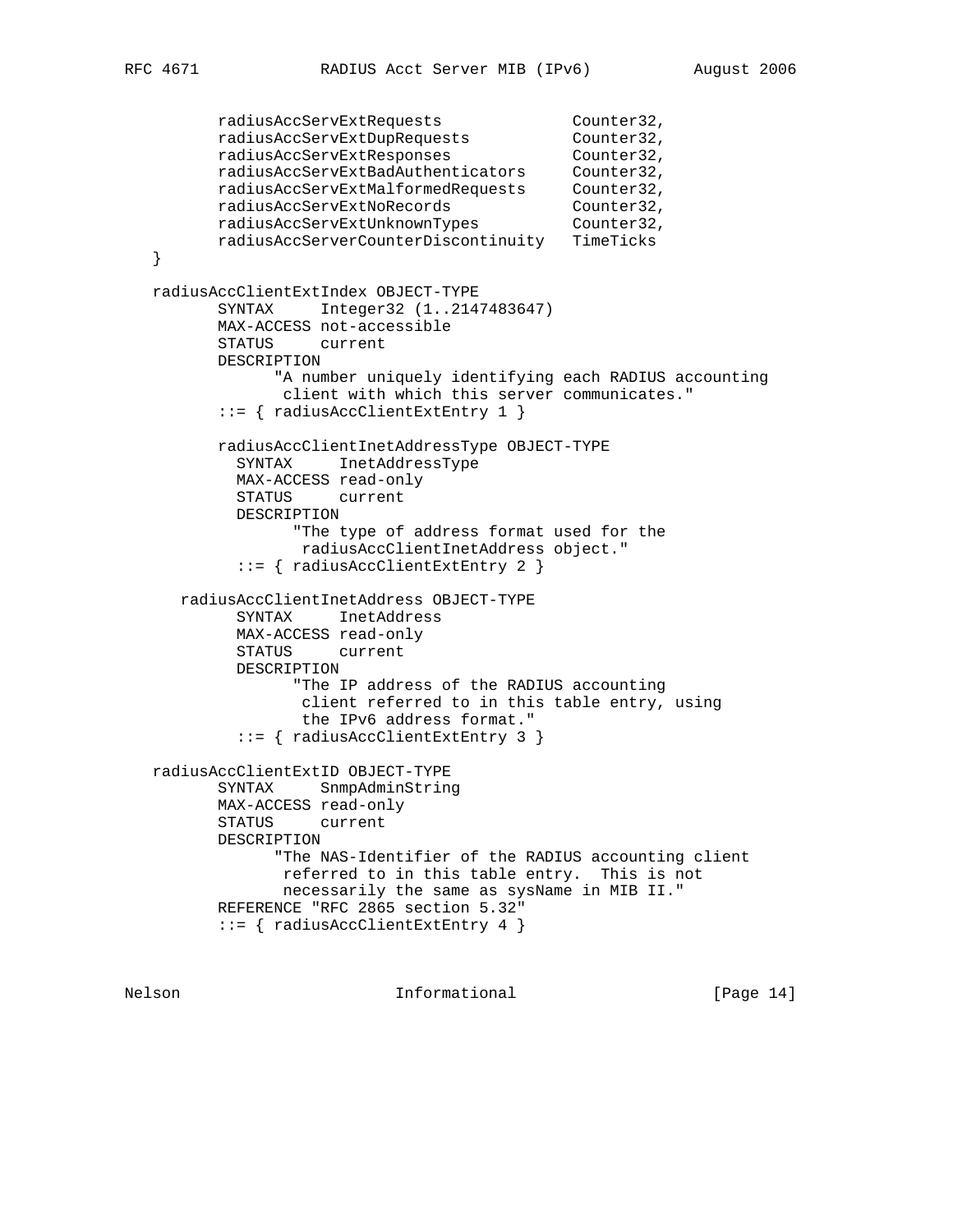```
         radiusAccServExtRequests              Counter32,
         radiusAccServExtDupRequests           Counter32,
         radiusAccServExtResponses             Counter32,
         radiusAccServExtBadAuthenticators     Counter32,
         radiusAccServExtMalformedRequests     Counter32,
         radiusAccServExtNoRecords             Counter32,
         radiusAccServExtUnknownTypes          Counter32,
         radiusAccServerCounterDiscontinuity   TimeTicks
   }

   radiusAccClientExtIndex OBJECT-TYPE
         SYNTAX     Integer32 (1..2147483647)
         MAX-ACCESS not-accessible
         STATUS     current
         DESCRIPTION
               "A number uniquely identifying each RADIUS accounting
                client with which this server communicates."
         ::= { radiusAccClientExtEntry 1 }

         radiusAccClientInetAddressType OBJECT-TYPE
           SYNTAX     InetAddressType
           MAX-ACCESS read-only
           STATUS     current
           DESCRIPTION
                 "The type of address format used for the
                  radiusAccClientInetAddress object."
           ::= { radiusAccClientExtEntry 2 }

      radiusAccClientInetAddress OBJECT-TYPE
           SYNTAX     InetAddress
           MAX-ACCESS read-only
           STATUS     current
           DESCRIPTION
                 "The IP address of the RADIUS accounting
                  client referred to in this table entry, using
                  the IPv6 address format."
           ::= { radiusAccClientExtEntry 3 }

   radiusAccClientExtID OBJECT-TYPE
         SYNTAX     SnmpAdminString
         MAX-ACCESS read-only
         STATUS     current
         DESCRIPTION
               "The NAS-Identifier of the RADIUS accounting client
                referred to in this table entry.  This is not
                necessarily the same as sysName in MIB II."
         REFERENCE "RFC 2865 section 5.32"
         ::= { radiusAccClientExtEntry 4 }
```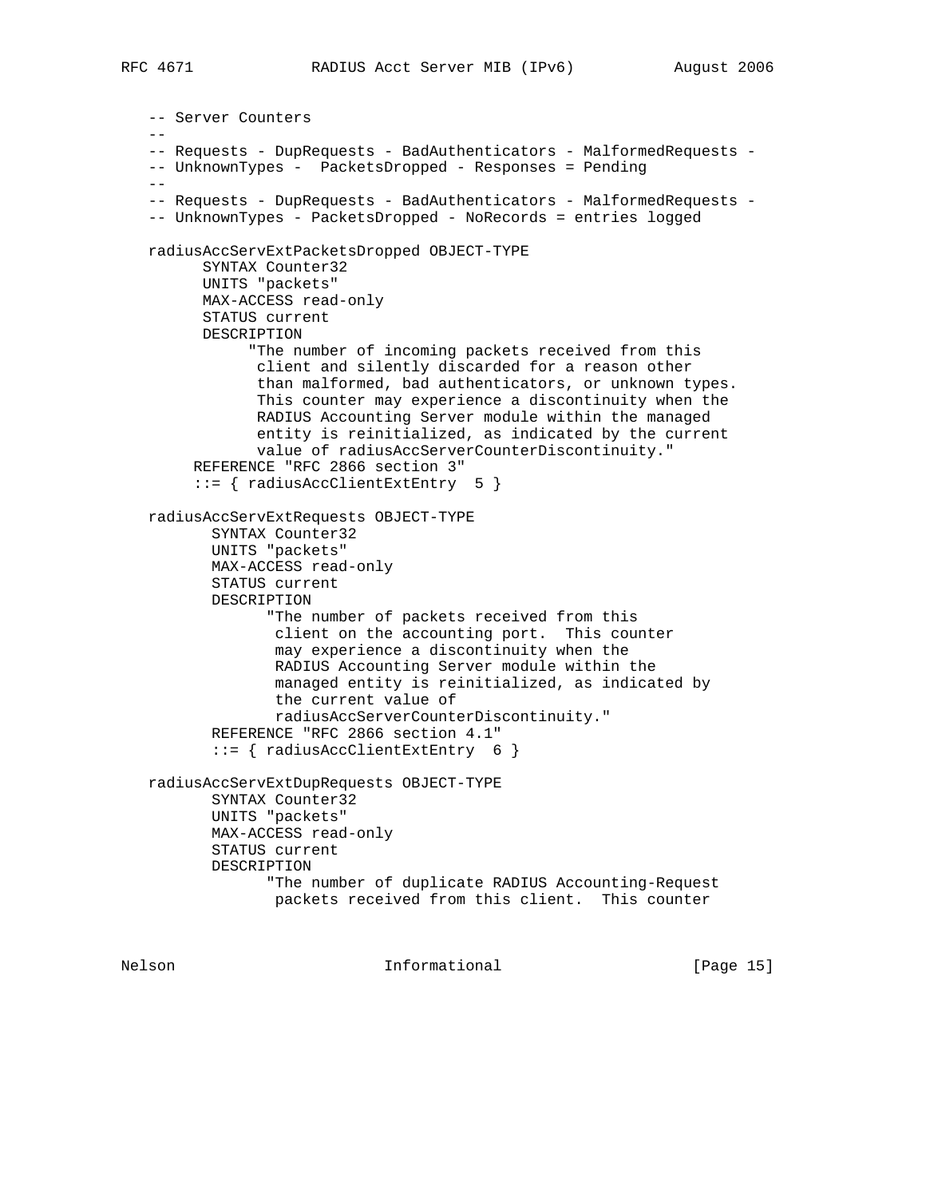```
   -- Server Counters
   --
   -- Requests - DupRequests - BadAuthenticators - MalformedRequests -
   -- UnknownTypes -  PacketsDropped - Responses = Pending
   --
   -- Requests - DupRequests - BadAuthenticators - MalformedRequests -
   -- UnknownTypes - PacketsDropped - NoRecords = entries logged

   radiusAccServExtPacketsDropped OBJECT-TYPE
         SYNTAX Counter32
         UNITS "packets"
         MAX-ACCESS read-only
         STATUS current
         DESCRIPTION
              "The number of incoming packets received from this
               client and silently discarded for a reason other
               than malformed, bad authenticators, or unknown types.
               This counter may experience a discontinuity when the
               RADIUS Accounting Server module within the managed
               entity is reinitialized, as indicated by the current
               value of radiusAccServerCounterDiscontinuity."
        REFERENCE "RFC 2866 section 3"
        ::= { radiusAccClientExtEntry  5 }

   radiusAccServExtRequests OBJECT-TYPE
          SYNTAX Counter32
          UNITS "packets"
          MAX-ACCESS read-only
          STATUS current
          DESCRIPTION
                "The number of packets received from this
                 client on the accounting port.  This counter
                 may experience a discontinuity when the
                 RADIUS Accounting Server module within the
                 managed entity is reinitialized, as indicated by
                 the current value of
                 radiusAccServerCounterDiscontinuity."
          REFERENCE "RFC 2866 section 4.1"
          ::= { radiusAccClientExtEntry  6 }

   radiusAccServExtDupRequests OBJECT-TYPE
          SYNTAX Counter32
          UNITS "packets"
          MAX-ACCESS read-only
          STATUS current
          DESCRIPTION
                "The number of duplicate RADIUS Accounting-Request
                 packets received from this client.  This counter
```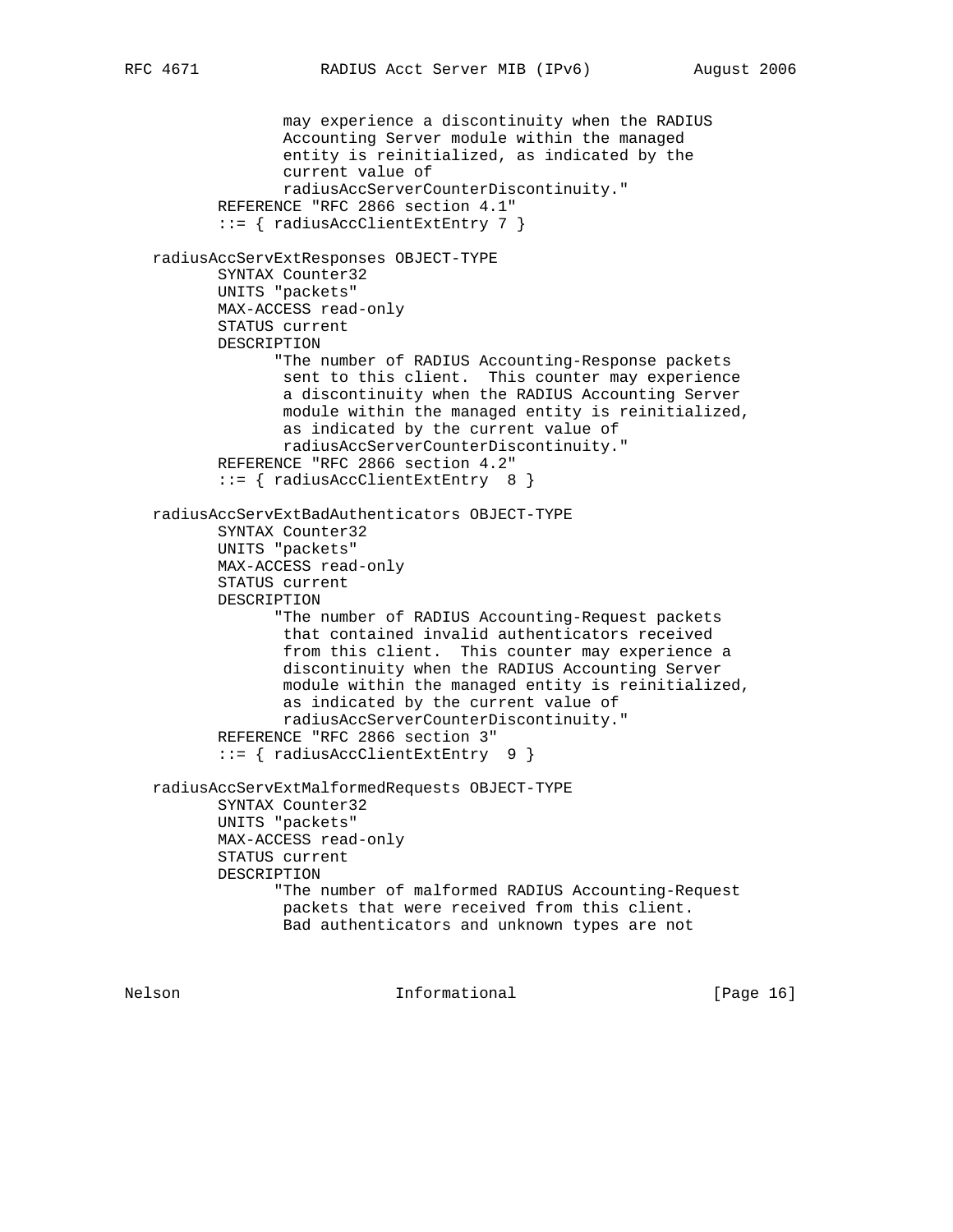```
                 may experience a discontinuity when the RADIUS
                 Accounting Server module within the managed
                 entity is reinitialized, as indicated by the
                 current value of
                 radiusAccServerCounterDiscontinuity."
          REFERENCE "RFC 2866 section 4.1"
          ::= { radiusAccClientExtEntry 7 }

   radiusAccServExtResponses OBJECT-TYPE
          SYNTAX Counter32
          UNITS "packets"
          MAX-ACCESS read-only
          STATUS current
          DESCRIPTION
                "The number of RADIUS Accounting-Response packets
                 sent to this client.  This counter may experience
                 a discontinuity when the RADIUS Accounting Server
                 module within the managed entity is reinitialized,
                 as indicated by the current value of
                 radiusAccServerCounterDiscontinuity."
          REFERENCE "RFC 2866 section 4.2"
          ::= { radiusAccClientExtEntry  8 }

   radiusAccServExtBadAuthenticators OBJECT-TYPE
          SYNTAX Counter32
          UNITS "packets"
          MAX-ACCESS read-only
          STATUS current
          DESCRIPTION
                "The number of RADIUS Accounting-Request packets
                 that contained invalid authenticators received
                 from this client.  This counter may experience a
                 discontinuity when the RADIUS Accounting Server
                 module within the managed entity is reinitialized,
                 as indicated by the current value of
                 radiusAccServerCounterDiscontinuity."
          REFERENCE "RFC 2866 section 3"
          ::= { radiusAccClientExtEntry  9 }

   radiusAccServExtMalformedRequests OBJECT-TYPE
          SYNTAX Counter32
          UNITS "packets"
          MAX-ACCESS read-only
          STATUS current
          DESCRIPTION
                "The number of malformed RADIUS Accounting-Request
                 packets that were received from this client.
                 Bad authenticators and unknown types are not
```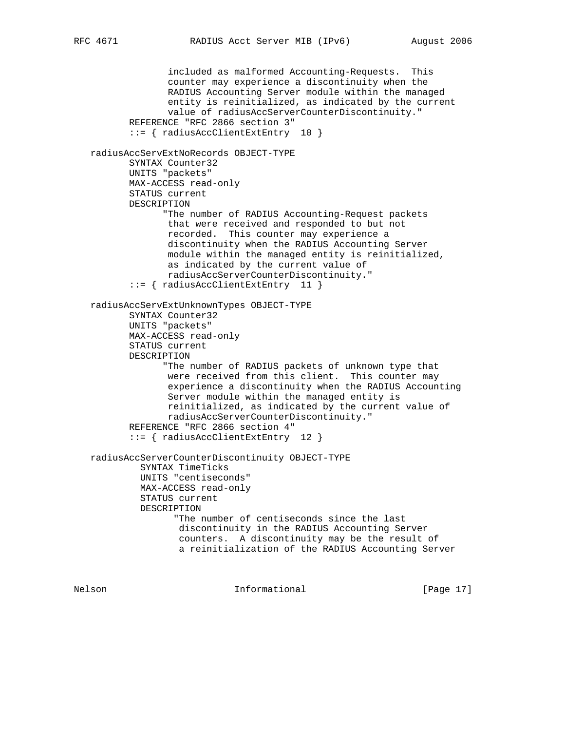```
                included as malformed Accounting-Requests.  This
                counter may experience a discontinuity when the
                RADIUS Accounting Server module within the managed
                entity is reinitialized, as indicated by the current
                value of radiusAccServerCounterDiscontinuity."
        REFERENCE "RFC 2866 section 3"
        ::= { radiusAccClientExtEntry  10 }

  radiusAccServExtNoRecords OBJECT-TYPE
        SYNTAX Counter32
        UNITS "packets"
        MAX-ACCESS read-only
        STATUS current
        DESCRIPTION
              "The number of RADIUS Accounting-Request packets
               that were received and responded to but not
               recorded.  This counter may experience a
               discontinuity when the RADIUS Accounting Server
               module within the managed entity is reinitialized,
               as indicated by the current value of
               radiusAccServerCounterDiscontinuity."
        ::= { radiusAccClientExtEntry  11 }

  radiusAccServExtUnknownTypes OBJECT-TYPE
        SYNTAX Counter32
        UNITS "packets"
        MAX-ACCESS read-only
        STATUS current
        DESCRIPTION
              "The number of RADIUS packets of unknown type that
               were received from this client.  This counter may
               experience a discontinuity when the RADIUS Accounting
               Server module within the managed entity is
               reinitialized, as indicated by the current value of
               radiusAccServerCounterDiscontinuity."
        REFERENCE "RFC 2866 section 4"
        ::= { radiusAccClientExtEntry  12 }

  radiusAccServerCounterDiscontinuity OBJECT-TYPE
          SYNTAX TimeTicks
          UNITS "centiseconds"
          MAX-ACCESS read-only
          STATUS current
          DESCRIPTION
                "The number of centiseconds since the last
                 discontinuity in the RADIUS Accounting Server
                 counters.  A discontinuity may be the result of
                 a reinitialization of the RADIUS Accounting Server
```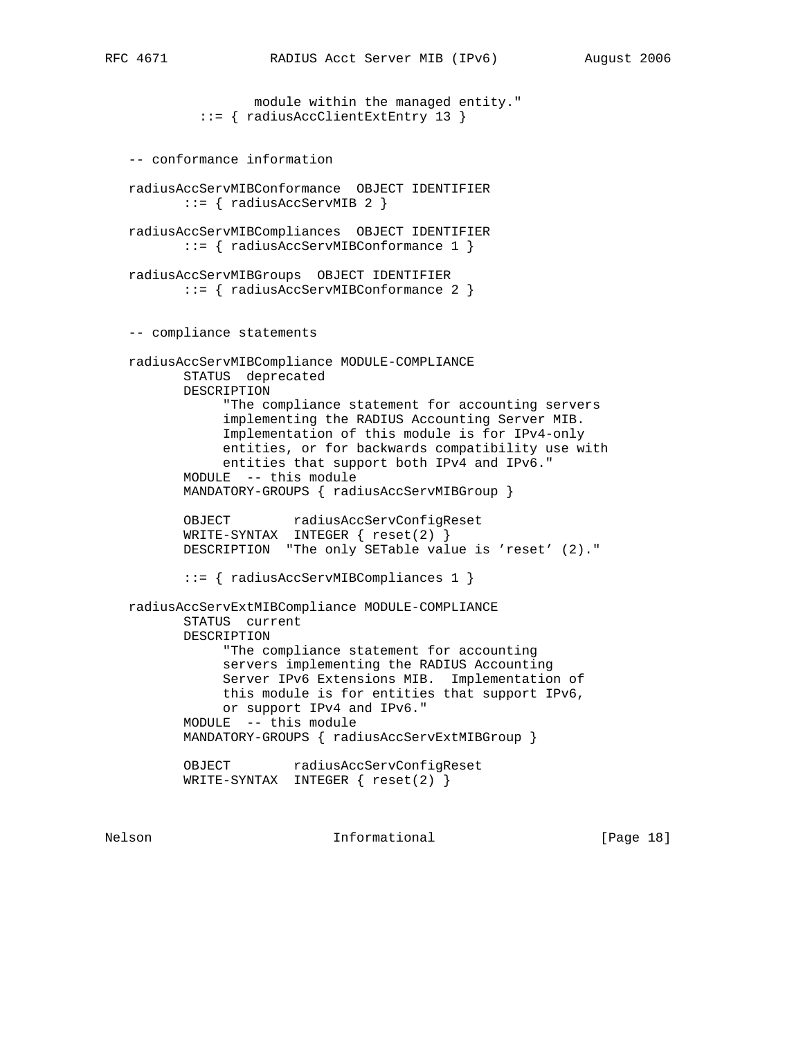```
                 module within the managed entity."
           ::= { radiusAccClientExtEntry 13 }


   -- conformance information

   radiusAccServMIBConformance  OBJECT IDENTIFIER
          ::= { radiusAccServMIB 2 }

   radiusAccServMIBCompliances  OBJECT IDENTIFIER
          ::= { radiusAccServMIBConformance 1 }

   radiusAccServMIBGroups  OBJECT IDENTIFIER
          ::= { radiusAccServMIBConformance 2 }


   -- compliance statements

   radiusAccServMIBCompliance MODULE-COMPLIANCE
          STATUS  deprecated
          DESCRIPTION
               "The compliance statement for accounting servers
               implementing the RADIUS Accounting Server MIB.
               Implementation of this module is for IPv4-only
               entities, or for backwards compatibility use with
               entities that support both IPv4 and IPv6."
          MODULE  -- this module
          MANDATORY-GROUPS { radiusAccServMIBGroup }

          OBJECT        radiusAccServConfigReset
          WRITE-SYNTAX  INTEGER { reset(2) }
          DESCRIPTION  "The only SETable value is 'reset' (2)."

          ::= { radiusAccServMIBCompliances 1 }

   radiusAccServExtMIBCompliance MODULE-COMPLIANCE
          STATUS  current
          DESCRIPTION
               "The compliance statement for accounting
               servers implementing the RADIUS Accounting
               Server IPv6 Extensions MIB.  Implementation of
               this module is for entities that support IPv6,
               or support IPv4 and IPv6."
          MODULE  -- this module
          MANDATORY-GROUPS { radiusAccServExtMIBGroup }

          OBJECT        radiusAccServConfigReset
          WRITE-SYNTAX  INTEGER { reset(2) }
```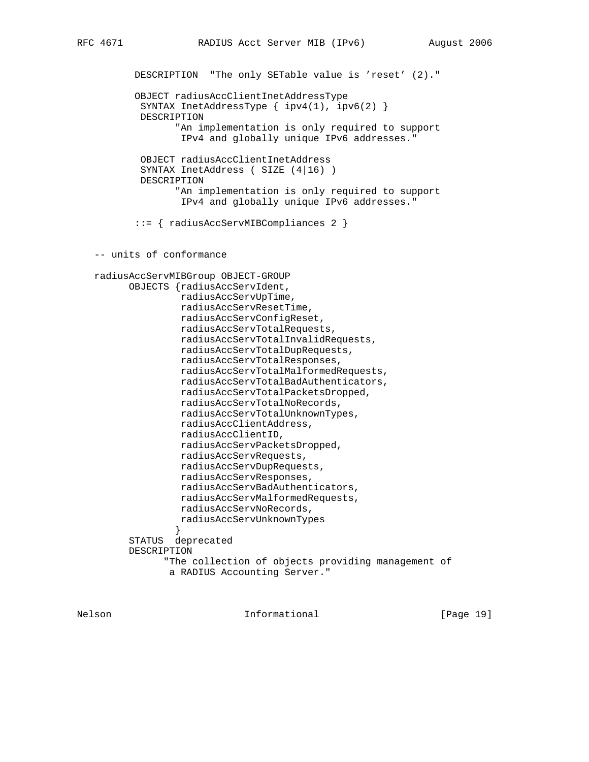```
         DESCRIPTION  "The only SETable value is 'reset' (2)."

         OBJECT radiusAccClientInetAddressType
          SYNTAX InetAddressType { ipv4(1), ipv6(2) }
          DESCRIPTION
                "An implementation is only required to support
                 IPv4 and globally unique IPv6 addresses."

          OBJECT radiusAccClientInetAddress
          SYNTAX InetAddress ( SIZE (4|16) )
          DESCRIPTION
                "An implementation is only required to support
                 IPv4 and globally unique IPv6 addresses."

         ::= { radiusAccServMIBCompliances 2 }


   -- units of conformance

   radiusAccServMIBGroup OBJECT-GROUP
         OBJECTS {radiusAccServIdent,
                  radiusAccServUpTime,
                  radiusAccServResetTime,
                  radiusAccServConfigReset,
                  radiusAccServTotalRequests,
                  radiusAccServTotalInvalidRequests,
                  radiusAccServTotalDupRequests,
                  radiusAccServTotalResponses,
                  radiusAccServTotalMalformedRequests,
                  radiusAccServTotalBadAuthenticators,
                  radiusAccServTotalPacketsDropped,
                  radiusAccServTotalNoRecords,
                  radiusAccServTotalUnknownTypes,
                  radiusAccClientAddress,
                  radiusAccClientID,
                  radiusAccServPacketsDropped,
                  radiusAccServRequests,
                  radiusAccServDupRequests,
                  radiusAccServResponses,
                  radiusAccServBadAuthenticators,
                  radiusAccServMalformedRequests,
                  radiusAccServNoRecords,
                  radiusAccServUnknownTypes
                 }
         STATUS  deprecated
         DESCRIPTION
               "The collection of objects providing management of
                a RADIUS Accounting Server."
```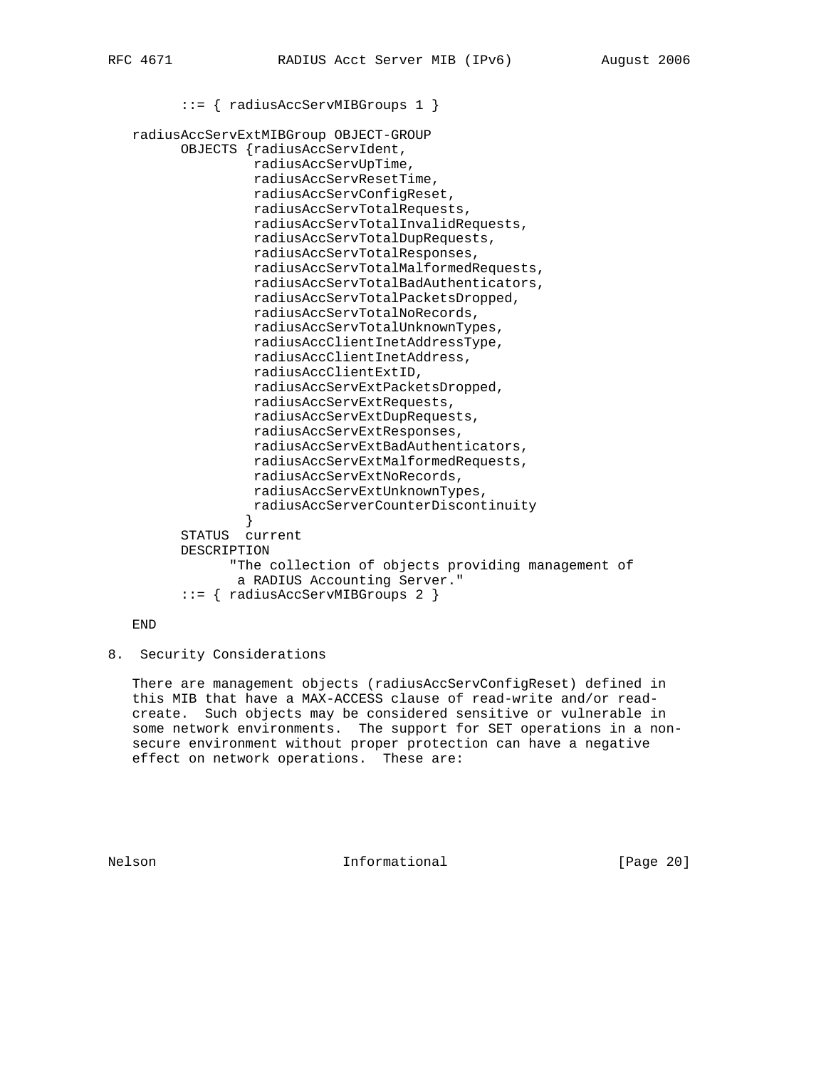```
        ::= { radiusAccServMIBGroups 1 }

   radiusAccServExtMIBGroup OBJECT-GROUP
        OBJECTS {radiusAccServIdent,
                 radiusAccServUpTime,
                 radiusAccServResetTime,
                 radiusAccServConfigReset,
                 radiusAccServTotalRequests,
                 radiusAccServTotalInvalidRequests,
                 radiusAccServTotalDupRequests,
                 radiusAccServTotalResponses,
                 radiusAccServTotalMalformedRequests,
                 radiusAccServTotalBadAuthenticators,
                 radiusAccServTotalPacketsDropped,
                 radiusAccServTotalNoRecords,
                 radiusAccServTotalUnknownTypes,
                 radiusAccClientInetAddressType,
                 radiusAccClientInetAddress,
                 radiusAccClientExtID,
                 radiusAccServExtPacketsDropped,
                 radiusAccServExtRequests,
                 radiusAccServExtDupRequests,
                 radiusAccServExtResponses,
                 radiusAccServExtBadAuthenticators,
                 radiusAccServExtMalformedRequests,
                 radiusAccServExtNoRecords,
                 radiusAccServExtUnknownTypes,
                 radiusAccServerCounterDiscontinuity
                }
        STATUS  current
        DESCRIPTION
              "The collection of objects providing management of
               a RADIUS Accounting Server."
        ::= { radiusAccServMIBGroups 2 }

   END
```

## 8. Security Considerations

There are management objects (radiusAccServConfigReset) defined in this MIB that have a MAX-ACCESS clause of read-write and/or read-create. Such objects may be considered sensitive or vulnerable in some network environments. The support for SET operations in a non-secure environment without proper protection can have a negative effect on network operations. These are: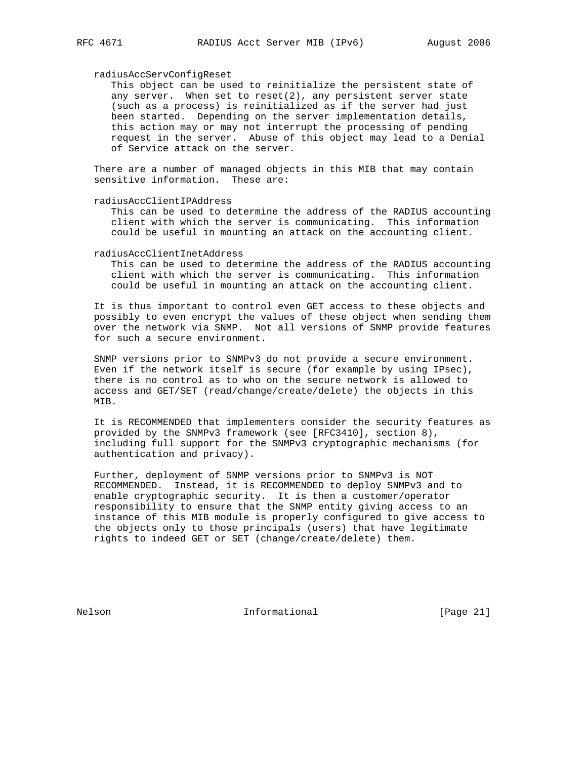radiusAccServConfigReset

This object can be used to reinitialize the persistent state of any server. When set to reset(2), any persistent server state (such as a process) is reinitialized as if the server had just been started. Depending on the server implementation details, this action may or may not interrupt the processing of pending request in the server. Abuse of this object may lead to a Denial of Service attack on the server.

There are a number of managed objects in this MIB that may contain sensitive information. These are:

radiusAccClientIPAddress

This can be used to determine the address of the RADIUS accounting client with which the server is communicating. This information could be useful in mounting an attack on the accounting client.

radiusAccClientInetAddress

This can be used to determine the address of the RADIUS accounting client with which the server is communicating. This information could be useful in mounting an attack on the accounting client.

It is thus important to control even GET access to these objects and possibly to even encrypt the values of these object when sending them over the network via SNMP. Not all versions of SNMP provide features for such a secure environment.

SNMP versions prior to SNMPv3 do not provide a secure environment. Even if the network itself is secure (for example by using IPsec), there is no control as to who on the secure network is allowed to access and GET/SET (read/change/create/delete) the objects in this MIB.

It is RECOMMENDED that implementers consider the security features as provided by the SNMPv3 framework (see [RFC3410], section 8), including full support for the SNMPv3 cryptographic mechanisms (for authentication and privacy).

Further, deployment of SNMP versions prior to SNMPv3 is NOT RECOMMENDED. Instead, it is RECOMMENDED to deploy SNMPv3 and to enable cryptographic security. It is then a customer/operator responsibility to ensure that the SNMP entity giving access to an instance of this MIB module is properly configured to give access to the objects only to those principals (users) that have legitimate rights to indeed GET or SET (change/create/delete) them.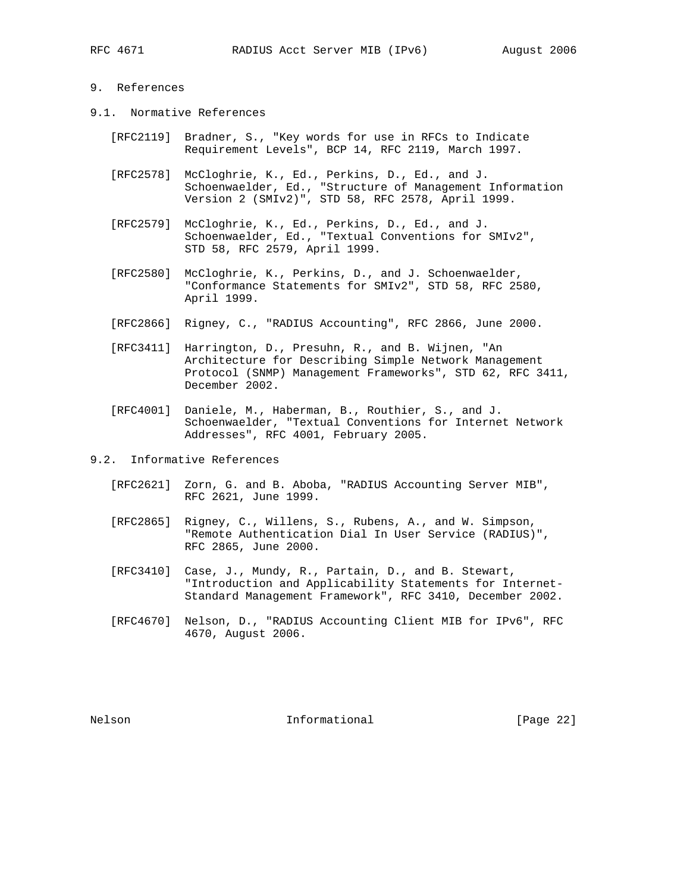## 9. References

### 9.1. Normative References

[RFC2119] Bradner, S., "Key words for use in RFCs to Indicate Requirement Levels", BCP 14, RFC 2119, March 1997.

[RFC2578] McCloghrie, K., Ed., Perkins, D., Ed., and J. Schoenwaelder, Ed., "Structure of Management Information Version 2 (SMIv2)", STD 58, RFC 2578, April 1999.

[RFC2579] McCloghrie, K., Ed., Perkins, D., Ed., and J. Schoenwaelder, Ed., "Textual Conventions for SMIv2", STD 58, RFC 2579, April 1999.

[RFC2580] McCloghrie, K., Perkins, D., and J. Schoenwaelder, "Conformance Statements for SMIv2", STD 58, RFC 2580, April 1999.

[RFC2866] Rigney, C., "RADIUS Accounting", RFC 2866, June 2000.

[RFC3411] Harrington, D., Presuhn, R., and B. Wijnen, "An Architecture for Describing Simple Network Management Protocol (SNMP) Management Frameworks", STD 62, RFC 3411, December 2002.

[RFC4001] Daniele, M., Haberman, B., Routhier, S., and J. Schoenwaelder, "Textual Conventions for Internet Network Addresses", RFC 4001, February 2005.

### 9.2. Informative References

[RFC2621] Zorn, G. and B. Aboba, "RADIUS Accounting Server MIB", RFC 2621, June 1999.

[RFC2865] Rigney, C., Willens, S., Rubens, A., and W. Simpson, "Remote Authentication Dial In User Service (RADIUS)", RFC 2865, June 2000.

[RFC3410] Case, J., Mundy, R., Partain, D., and B. Stewart, "Introduction and Applicability Statements for Internet-Standard Management Framework", RFC 3410, December 2002.

[RFC4670] Nelson, D., "RADIUS Accounting Client MIB for IPv6", RFC 4670, August 2006.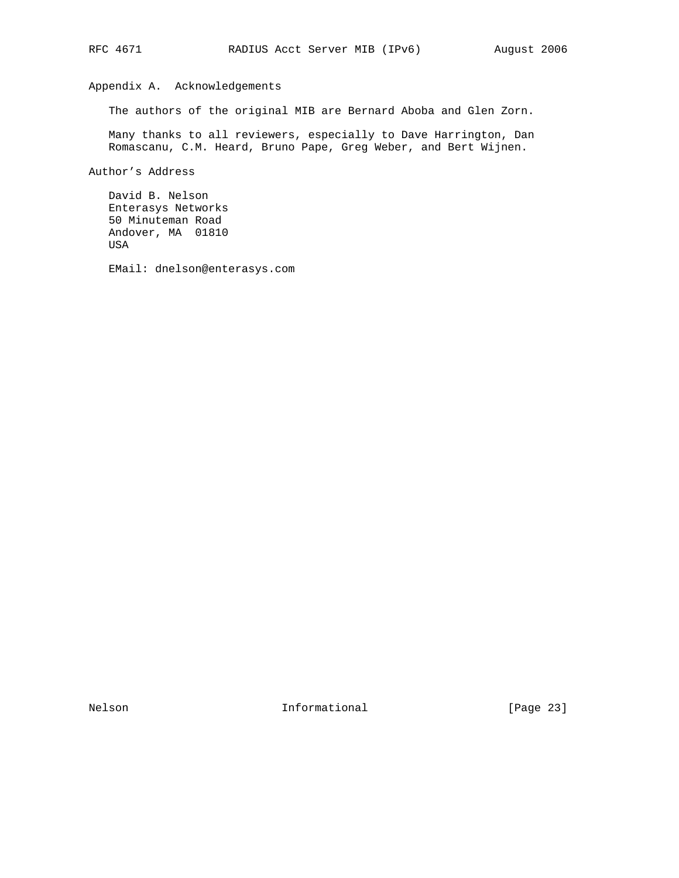## Appendix A. Acknowledgements

The authors of the original MIB are Bernard Aboba and Glen Zorn.

Many thanks to all reviewers, especially to Dave Harrington, Dan Romascanu, C.M. Heard, Bruno Pape, Greg Weber, and Bert Wijnen.

## Author's Address

David B. Nelson
Enterasys Networks
50 Minuteman Road
Andover, MA  01810
USA

EMail: dnelson@enterasys.com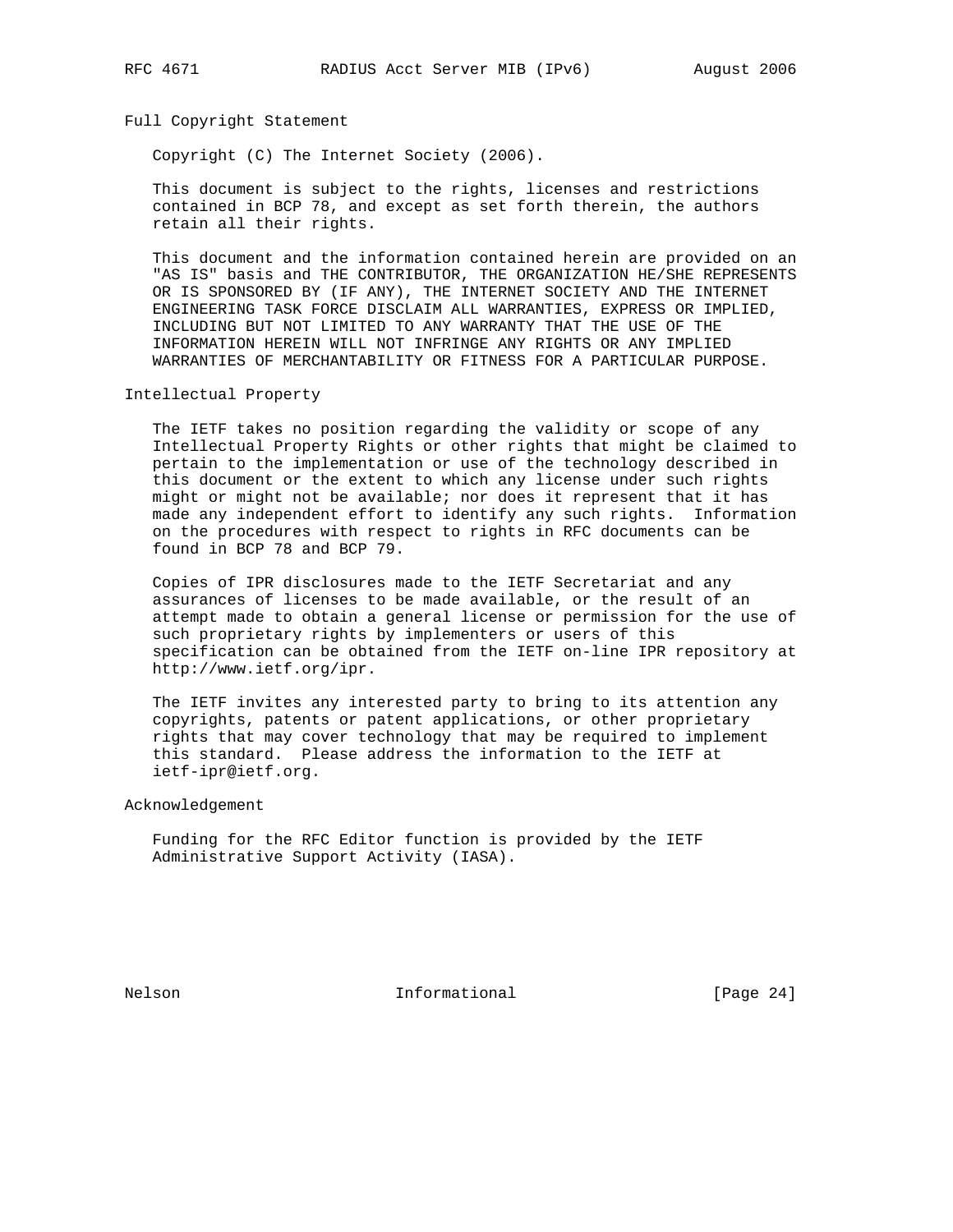## Full Copyright Statement

Copyright (C) The Internet Society (2006).

This document is subject to the rights, licenses and restrictions contained in BCP 78, and except as set forth therein, the authors retain all their rights.

This document and the information contained herein are provided on an "AS IS" basis and THE CONTRIBUTOR, THE ORGANIZATION HE/SHE REPRESENTS OR IS SPONSORED BY (IF ANY), THE INTERNET SOCIETY AND THE INTERNET ENGINEERING TASK FORCE DISCLAIM ALL WARRANTIES, EXPRESS OR IMPLIED, INCLUDING BUT NOT LIMITED TO ANY WARRANTY THAT THE USE OF THE INFORMATION HEREIN WILL NOT INFRINGE ANY RIGHTS OR ANY IMPLIED WARRANTIES OF MERCHANTABILITY OR FITNESS FOR A PARTICULAR PURPOSE.

## Intellectual Property

The IETF takes no position regarding the validity or scope of any Intellectual Property Rights or other rights that might be claimed to pertain to the implementation or use of the technology described in this document or the extent to which any license under such rights might or might not be available; nor does it represent that it has made any independent effort to identify any such rights. Information on the procedures with respect to rights in RFC documents can be found in BCP 78 and BCP 79.

Copies of IPR disclosures made to the IETF Secretariat and any assurances of licenses to be made available, or the result of an attempt made to obtain a general license or permission for the use of such proprietary rights by implementers or users of this specification can be obtained from the IETF on-line IPR repository at http://www.ietf.org/ipr.

The IETF invites any interested party to bring to its attention any copyrights, patents or patent applications, or other proprietary rights that may cover technology that may be required to implement this standard. Please address the information to the IETF at ietf-ipr@ietf.org.

## Acknowledgement

Funding for the RFC Editor function is provided by the IETF Administrative Support Activity (IASA).